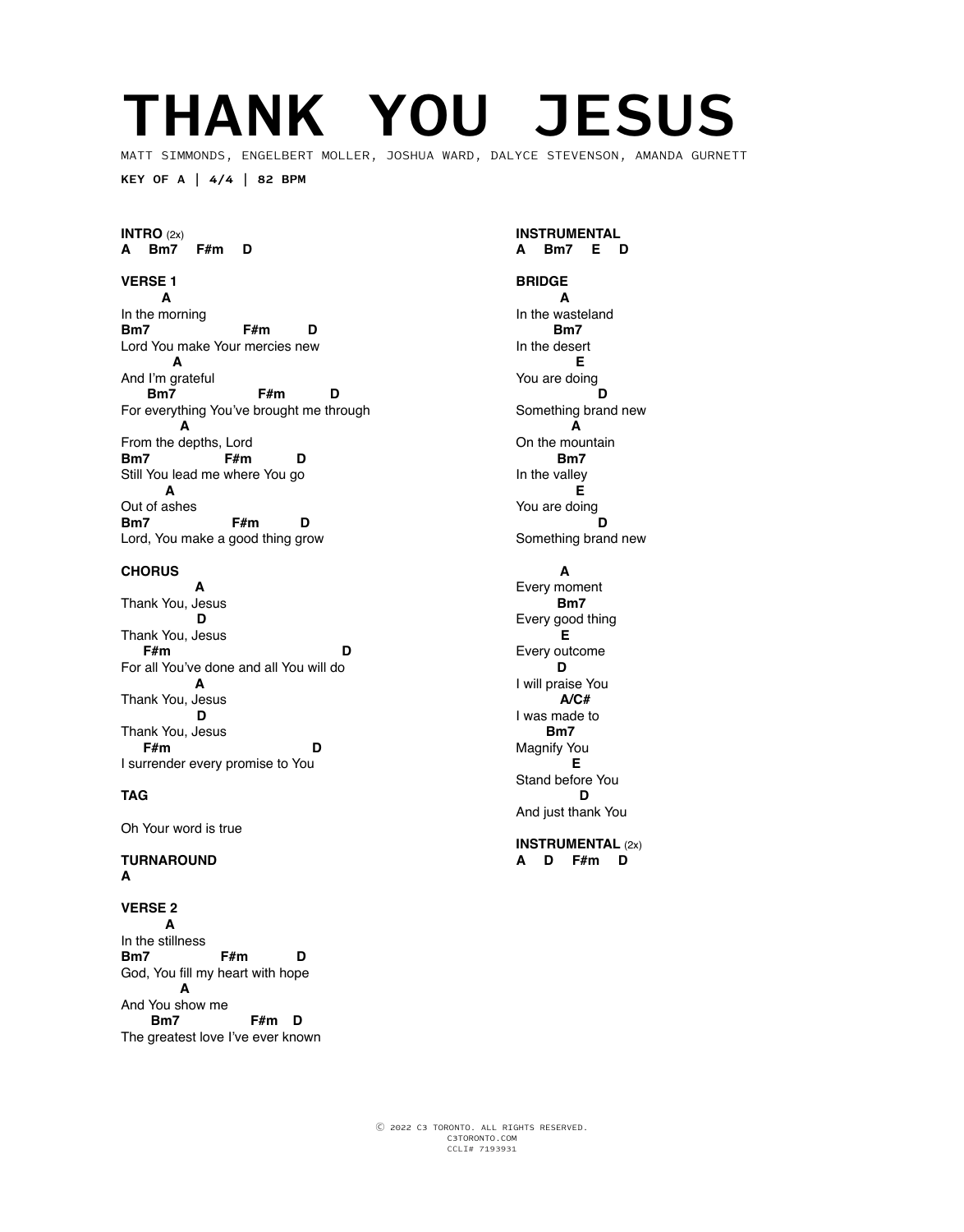# THANK YOU JESUS

MATT SIMMONDS, ENGELBERT MOLLER, JOSHUA WARD, DALYCE STEVENSON, AMANDA GURNETT

**KEY OF A | 4/4 | 82 BPM**

**INTRO** (2x)
**A Bm7 F#m D**

**VERSE 1**

```
      A
In the morning
Bm7                F#m       D
Lord You make Your mercies new
        A
And I'm grateful
    Bm7                F#m        D
For everything You've brought me through
          A
From the depths, Lord
Bm7             F#m        D
Still You lead me where You go
       A
Out of ashes
Bm7              F#m       D
Lord, You make a good thing grow
```

**CHORUS**

```
            A
Thank You, Jesus
            D
Thank You, Jesus
   F#m                              D
For all You've done and all You will do
            A
Thank You, Jesus
            D
Thank You, Jesus
   F#m                         D
I surrender every promise to You
```

**TAG**

Oh Your word is true

**TURNAROUND**
**A**

**VERSE 2**

```
       A
In the stillness
Bm7            F#m        D
God, You fill my heart with hope
         A
And You show me
     Bm7              F#m  D
The greatest love I've ever known
```

**INSTRUMENTAL**
**A Bm7 E D**

**BRIDGE**

```
       A
In the wasteland
      Bm7
In the desert
          E
You are doing
              D
Something brand new
        A
On the mountain
       Bm7
In the valley
          E
You are doing
              D
Something brand new

       A
Every moment
      Bm7
Every good thing
       E
Every outcome
       D
I will praise You
       A/C#
I was made to
     Bm7
Magnify You
          E
Stand before You
            D
And just thank You
```

**INSTRUMENTAL** (2x)
**A D F#m D**

Ⓒ 2022 C3 TORONTO. ALL RIGHTS RESERVED.
C3TORONTO.COM
CCLI# 7193931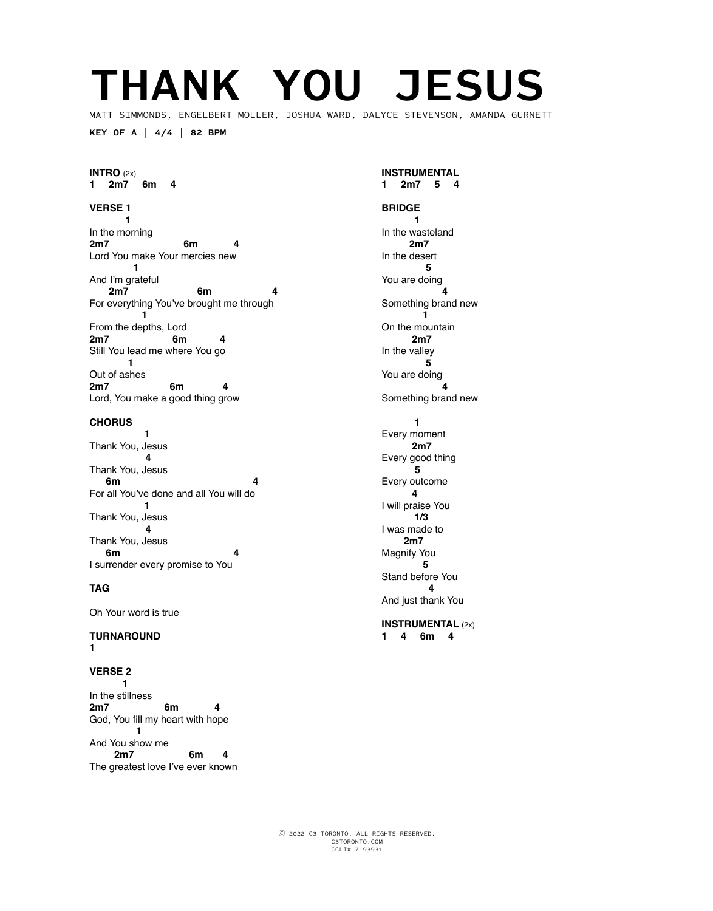# THANK YOU JESUS

MATT SIMMONDS, ENGELBERT MOLLER, JOSHUA WARD, DALYCE STEVENSON, AMANDA GURNETT

**KEY OF A | 4/4 | 82 BPM**

**INTRO** (2x)
**1 2m7 6m 4**

**VERSE 1**

```
        1
In the morning
2m7                   6m          4
Lord You make Your mercies new
          1
And I'm grateful
    2m7                   6m                  4
For everything You've brought me through
            1
From the depths, Lord
2m7               6m          4
Still You lead me where You go
         1
Out of ashes
2m7              6m           4
Lord, You make a good thing grow
```

**CHORUS**

```
            1
Thank You, Jesus
            4
Thank You, Jesus
    6m                                  4
For all You've done and all You will do
            1
Thank You, Jesus
            4
Thank You, Jesus
    6m                             4
I surrender every promise to You
```

**TAG**

Oh Your word is true

**TURNAROUND**
**1**

**VERSE 2**

```
        1
In the stillness
2m7             6m          4
God, You fill my heart with hope
           1
And You show me
      2m7                6m      4
The greatest love I've ever known
```

**INSTRUMENTAL**
**1 2m7 5 4**

**BRIDGE**

```
        1
In the wasteland
       2m7
In the desert
          5
You are doing
              4
Something brand new
          1
On the mountain
        2m7
In the valley
         5
You are doing
              4
Something brand new

         1
Every moment
       2m7
Every good thing
         5
Every outcome
        4
I will praise You
         1/3
I was made to
      2m7
Magnify You
          5
Stand before You
            4
And just thank You
```

**INSTRUMENTAL** (2x)
**1 4 6m 4**

© 2022 C3 TORONTO. ALL RIGHTS RESERVED.
C3TORONTO.COM
CCLI# 7193931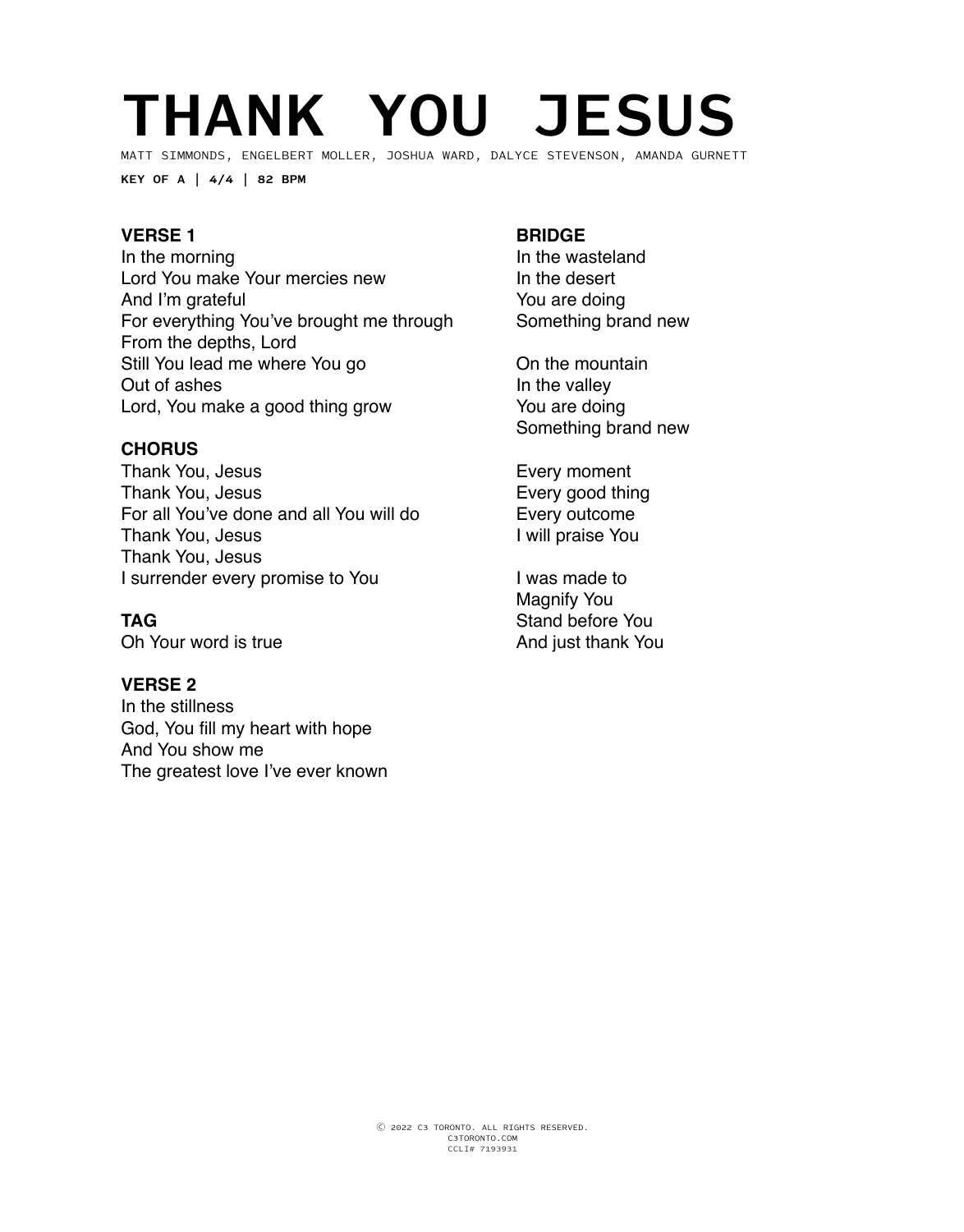# THANK YOU JESUS

MATT SIMMONDS, ENGELBERT MOLLER, JOSHUA WARD, DALYCE STEVENSON, AMANDA GURNETT

**KEY OF A | 4/4 | 82 BPM**

**VERSE 1**
In the morning
Lord You make Your mercies new
And I'm grateful
For everything You've brought me through
From the depths, Lord
Still You lead me where You go
Out of ashes
Lord, You make a good thing grow

**CHORUS**
Thank You, Jesus
Thank You, Jesus
For all You've done and all You will do
Thank You, Jesus
Thank You, Jesus
I surrender every promise to You

**TAG**
Oh Your word is true

**VERSE 2**
In the stillness
God, You fill my heart with hope
And You show me
The greatest love I've ever known

**BRIDGE**
In the wasteland
In the desert
You are doing
Something brand new

On the mountain
In the valley
You are doing
Something brand new

Every moment
Every good thing
Every outcome
I will praise You

I was made to
Magnify You
Stand before You
And just thank You

© 2022 C3 TORONTO. ALL RIGHTS RESERVED.
C3TORONTO.COM
CCLI# 7193931